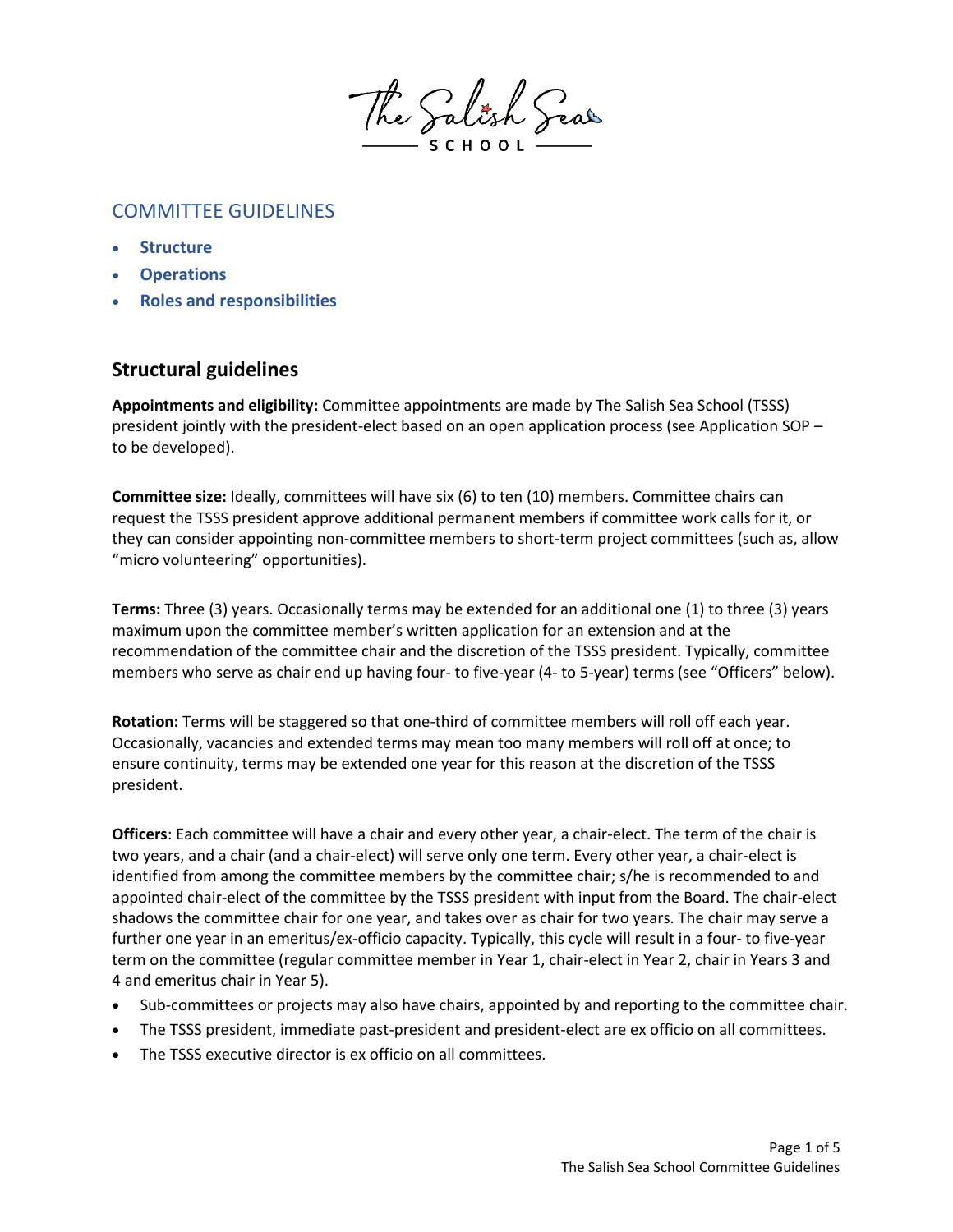The Salish Sea
SCHOOL

## COMMITTEE GUIDELINES

- **Structure**
- **Operations**
- **Roles and responsibilities**

## Structural guidelines

**Appointments and eligibility:** Committee appointments are made by The Salish Sea School (TSSS) president jointly with the president-elect based on an open application process (see Application SOP – to be developed).

**Committee size:** Ideally, committees will have six (6) to ten (10) members. Committee chairs can request the TSSS president approve additional permanent members if committee work calls for it, or they can consider appointing non-committee members to short-term project committees (such as, allow "micro volunteering" opportunities).

**Terms:** Three (3) years. Occasionally terms may be extended for an additional one (1) to three (3) years maximum upon the committee member's written application for an extension and at the recommendation of the committee chair and the discretion of the TSSS president. Typically, committee members who serve as chair end up having four- to five-year (4- to 5-year) terms (see "Officers" below).

**Rotation:** Terms will be staggered so that one-third of committee members will roll off each year. Occasionally, vacancies and extended terms may mean too many members will roll off at once; to ensure continuity, terms may be extended one year for this reason at the discretion of the TSSS president.

**Officers**: Each committee will have a chair and every other year, a chair-elect. The term of the chair is two years, and a chair (and a chair-elect) will serve only one term. Every other year, a chair-elect is identified from among the committee members by the committee chair; s/he is recommended to and appointed chair-elect of the committee by the TSSS president with input from the Board. The chair-elect shadows the committee chair for one year, and takes over as chair for two years. The chair may serve a further one year in an emeritus/ex-officio capacity. Typically, this cycle will result in a four- to five-year term on the committee (regular committee member in Year 1, chair-elect in Year 2, chair in Years 3 and 4 and emeritus chair in Year 5).

- Sub-committees or projects may also have chairs, appointed by and reporting to the committee chair.
- The TSSS president, immediate past-president and president-elect are ex officio on all committees.
- The TSSS executive director is ex officio on all committees.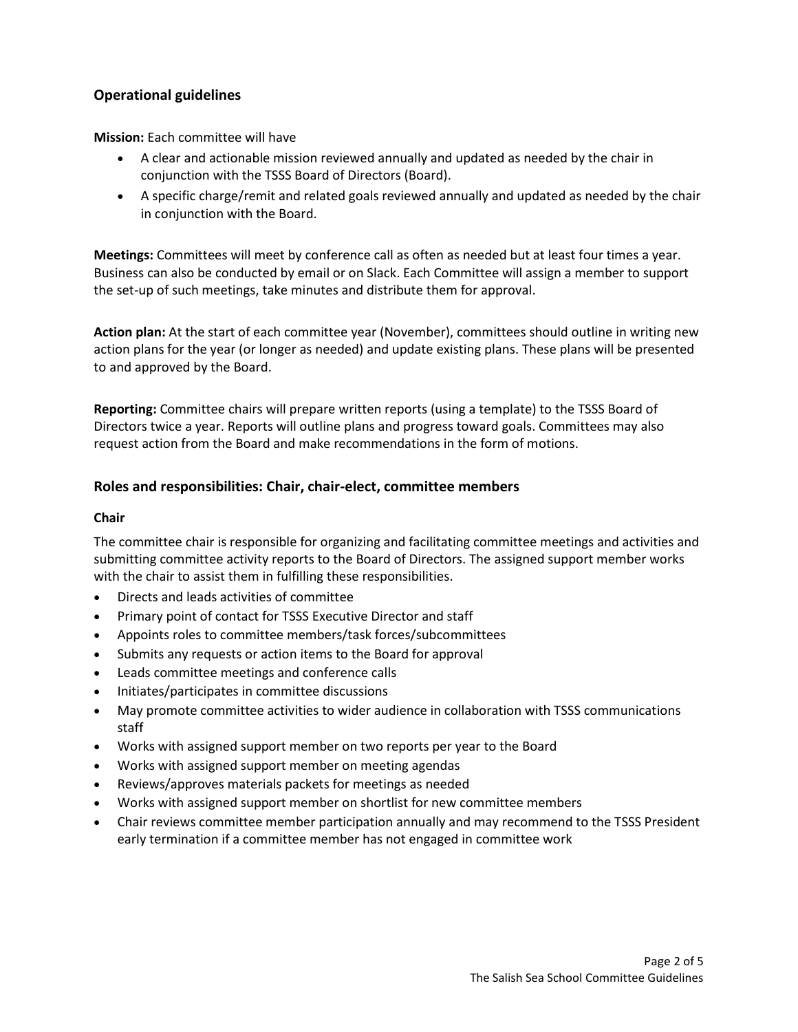## Operational guidelines

**Mission:** Each committee will have

- A clear and actionable mission reviewed annually and updated as needed by the chair in conjunction with the TSSS Board of Directors (Board).
- A specific charge/remit and related goals reviewed annually and updated as needed by the chair in conjunction with the Board.

**Meetings:** Committees will meet by conference call as often as needed but at least four times a year. Business can also be conducted by email or on Slack. Each Committee will assign a member to support the set-up of such meetings, take minutes and distribute them for approval.

**Action plan:** At the start of each committee year (November), committees should outline in writing new action plans for the year (or longer as needed) and update existing plans. These plans will be presented to and approved by the Board.

**Reporting:** Committee chairs will prepare written reports (using a template) to the TSSS Board of Directors twice a year. Reports will outline plans and progress toward goals. Committees may also request action from the Board and make recommendations in the form of motions.

## Roles and responsibilities: Chair, chair-elect, committee members

### Chair

The committee chair is responsible for organizing and facilitating committee meetings and activities and submitting committee activity reports to the Board of Directors. The assigned support member works with the chair to assist them in fulfilling these responsibilities.

- Directs and leads activities of committee
- Primary point of contact for TSSS Executive Director and staff
- Appoints roles to committee members/task forces/subcommittees
- Submits any requests or action items to the Board for approval
- Leads committee meetings and conference calls
- Initiates/participates in committee discussions
- May promote committee activities to wider audience in collaboration with TSSS communications staff
- Works with assigned support member on two reports per year to the Board
- Works with assigned support member on meeting agendas
- Reviews/approves materials packets for meetings as needed
- Works with assigned support member on shortlist for new committee members
- Chair reviews committee member participation annually and may recommend to the TSSS President early termination if a committee member has not engaged in committee work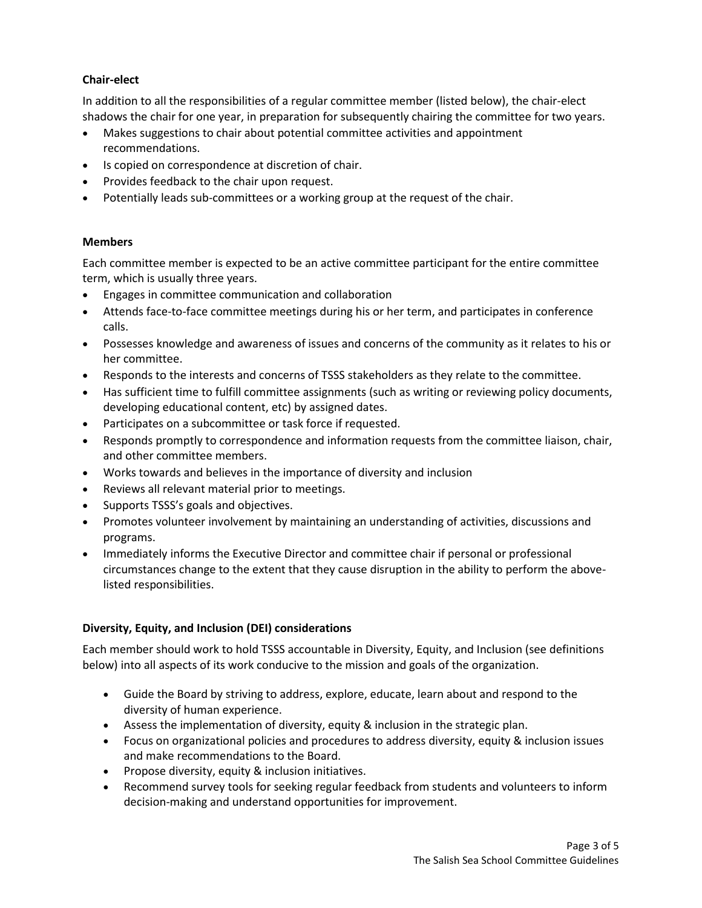### Chair-elect

In addition to all the responsibilities of a regular committee member (listed below), the chair-elect shadows the chair for one year, in preparation for subsequently chairing the committee for two years.

- Makes suggestions to chair about potential committee activities and appointment recommendations.
- Is copied on correspondence at discretion of chair.
- Provides feedback to the chair upon request.
- Potentially leads sub-committees or a working group at the request of the chair.

### Members

Each committee member is expected to be an active committee participant for the entire committee term, which is usually three years.

- Engages in committee communication and collaboration
- Attends face-to-face committee meetings during his or her term, and participates in conference calls.
- Possesses knowledge and awareness of issues and concerns of the community as it relates to his or her committee.
- Responds to the interests and concerns of TSSS stakeholders as they relate to the committee.
- Has sufficient time to fulfill committee assignments (such as writing or reviewing policy documents, developing educational content, etc) by assigned dates.
- Participates on a subcommittee or task force if requested.
- Responds promptly to correspondence and information requests from the committee liaison, chair, and other committee members.
- Works towards and believes in the importance of diversity and inclusion
- Reviews all relevant material prior to meetings.
- Supports TSSS's goals and objectives.
- Promotes volunteer involvement by maintaining an understanding of activities, discussions and programs.
- Immediately informs the Executive Director and committee chair if personal or professional circumstances change to the extent that they cause disruption in the ability to perform the above-listed responsibilities.

### Diversity, Equity, and Inclusion (DEI) considerations

Each member should work to hold TSSS accountable in Diversity, Equity, and Inclusion (see definitions below) into all aspects of its work conducive to the mission and goals of the organization.

- Guide the Board by striving to address, explore, educate, learn about and respond to the diversity of human experience.
- Assess the implementation of diversity, equity & inclusion in the strategic plan.
- Focus on organizational policies and procedures to address diversity, equity & inclusion issues and make recommendations to the Board.
- Propose diversity, equity & inclusion initiatives.
- Recommend survey tools for seeking regular feedback from students and volunteers to inform decision-making and understand opportunities for improvement.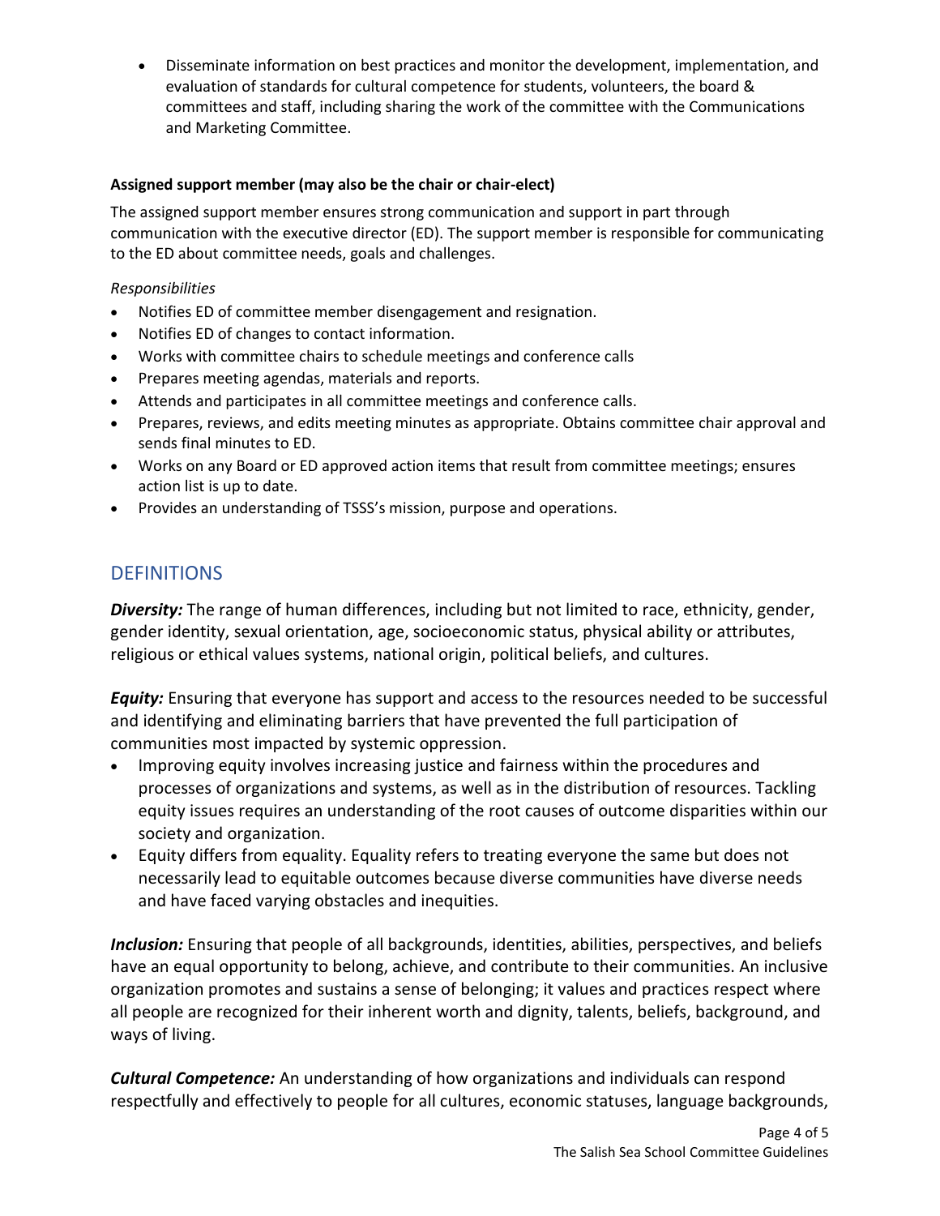- Disseminate information on best practices and monitor the development, implementation, and evaluation of standards for cultural competence for students, volunteers, the board & committees and staff, including sharing the work of the committee with the Communications and Marketing Committee.

**Assigned support member (may also be the chair or chair-elect)**

The assigned support member ensures strong communication and support in part through communication with the executive director (ED). The support member is responsible for communicating to the ED about committee needs, goals and challenges.

*Responsibilities*

- Notifies ED of committee member disengagement and resignation.
- Notifies ED of changes to contact information.
- Works with committee chairs to schedule meetings and conference calls
- Prepares meeting agendas, materials and reports.
- Attends and participates in all committee meetings and conference calls.
- Prepares, reviews, and edits meeting minutes as appropriate. Obtains committee chair approval and sends final minutes to ED.
- Works on any Board or ED approved action items that result from committee meetings; ensures action list is up to date.
- Provides an understanding of TSSS's mission, purpose and operations.

## DEFINITIONS

***Diversity:*** The range of human differences, including but not limited to race, ethnicity, gender, gender identity, sexual orientation, age, socioeconomic status, physical ability or attributes, religious or ethical values systems, national origin, political beliefs, and cultures.

***Equity:*** Ensuring that everyone has support and access to the resources needed to be successful and identifying and eliminating barriers that have prevented the full participation of communities most impacted by systemic oppression.

- Improving equity involves increasing justice and fairness within the procedures and processes of organizations and systems, as well as in the distribution of resources. Tackling equity issues requires an understanding of the root causes of outcome disparities within our society and organization.
- Equity differs from equality. Equality refers to treating everyone the same but does not necessarily lead to equitable outcomes because diverse communities have diverse needs and have faced varying obstacles and inequities.

***Inclusion:*** Ensuring that people of all backgrounds, identities, abilities, perspectives, and beliefs have an equal opportunity to belong, achieve, and contribute to their communities. An inclusive organization promotes and sustains a sense of belonging; it values and practices respect where all people are recognized for their inherent worth and dignity, talents, beliefs, background, and ways of living.

***Cultural Competence:*** An understanding of how organizations and individuals can respond respectfully and effectively to people for all cultures, economic statuses, language backgrounds,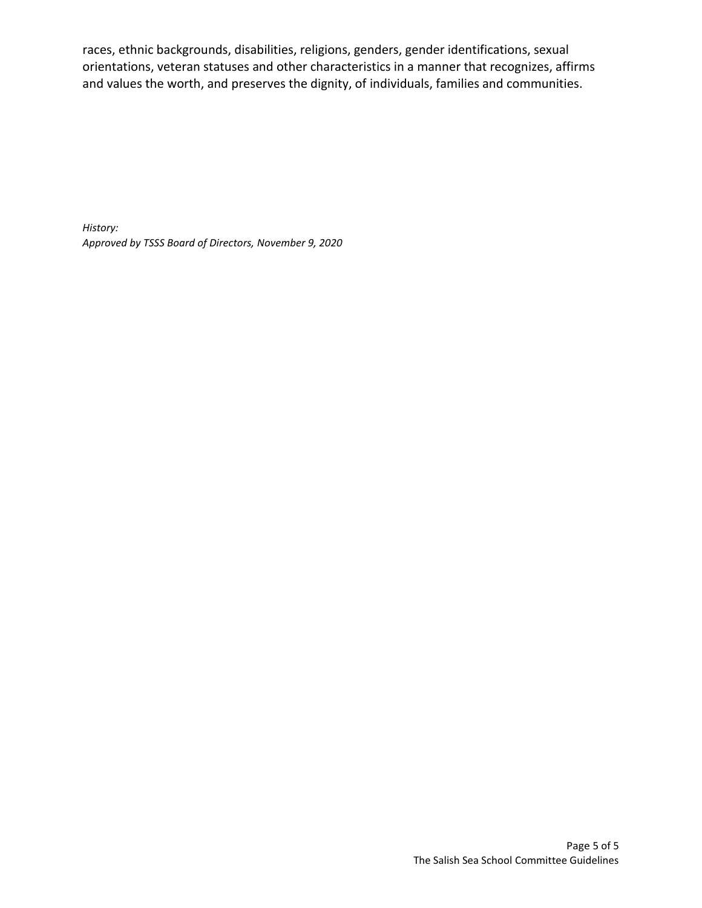races, ethnic backgrounds, disabilities, religions, genders, gender identifications, sexual orientations, veteran statuses and other characteristics in a manner that recognizes, affirms and values the worth, and preserves the dignity, of individuals, families and communities.

*History:*
*Approved by TSSS Board of Directors, November 9, 2020*